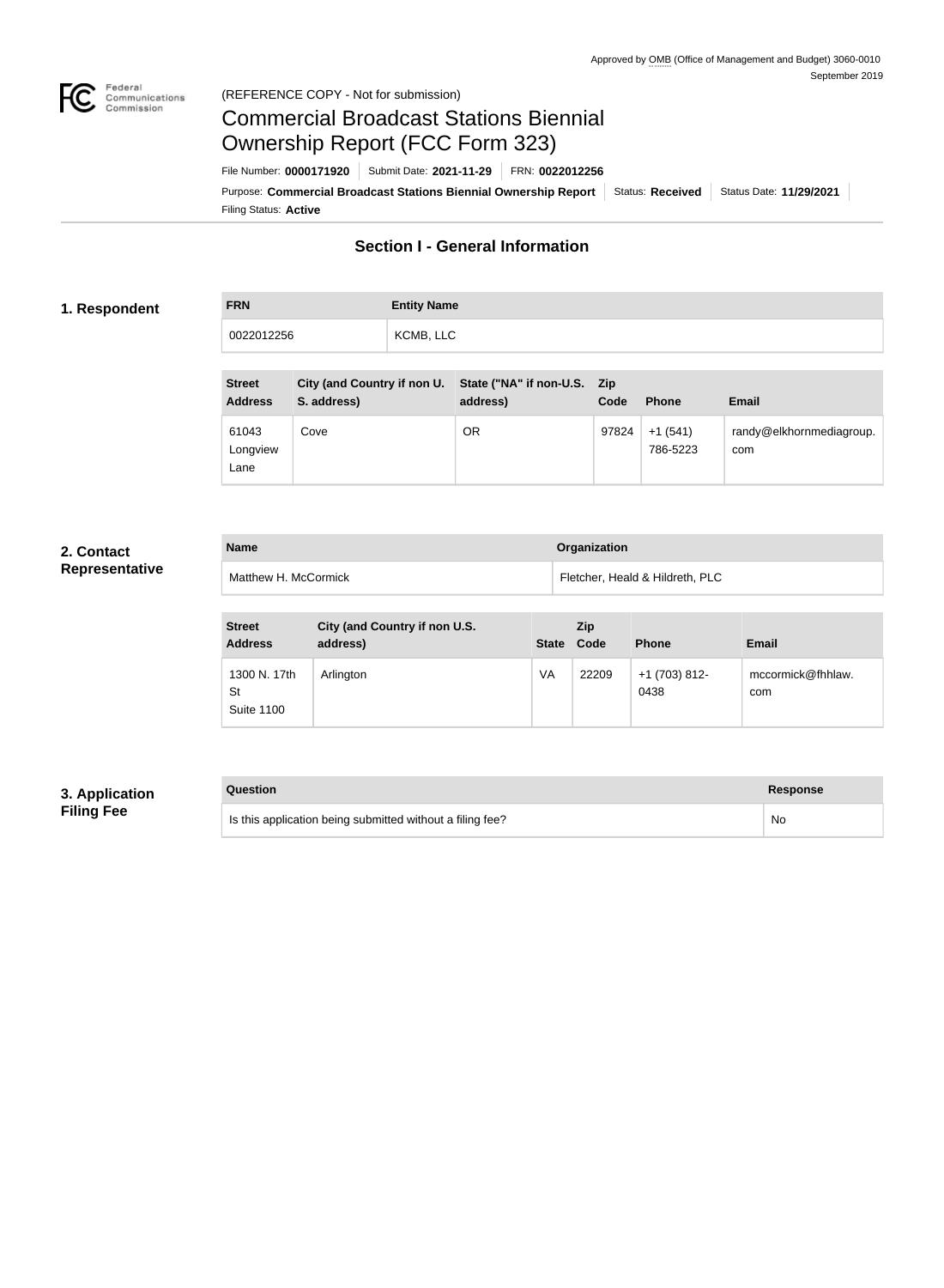Approved by OMB (Office of Management and Budget) 3060-0010
September 2019

(REFERENCE COPY - Not for submission)

# Commercial Broadcast Stations Biennial Ownership Report (FCC Form 323)

File Number: **0000171920** | Submit Date: **2021-11-29** | FRN: **0022012256**

Purpose: **Commercial Broadcast Stations Biennial Ownership Report** | Status: **Received** | Status Date: **11/29/2021**

Filing Status: **Active**

## Section I - General Information

### 1. Respondent

| FRN | Entity Name |
| --- | --- |
| 0022012256 | KCMB, LLC |

| Street Address | City (and Country if non U.S. address) | State ("NA" if non-U.S. address) | Zip Code | Phone | Email |
| --- | --- | --- | --- | --- | --- |
| 61043 Longview Lane | Cove | OR | 97824 | +1 (541) 786-5223 | randy@elkhornmediagroup.com |

### 2. Contact Representative

| Name | Organization |
| --- | --- |
| Matthew H. McCormick | Fletcher, Heald & Hildreth, PLC |

| Street Address | City (and Country if non U.S. address) | State | Zip Code | Phone | Email |
| --- | --- | --- | --- | --- | --- |
| 1300 N. 17th St Suite 1100 | Arlington | VA | 22209 | +1 (703) 812-0438 | mccormick@fhhlaw.com |

### 3. Application Filing Fee

| Question | Response |
| --- | --- |
| Is this application being submitted without a filing fee? | No |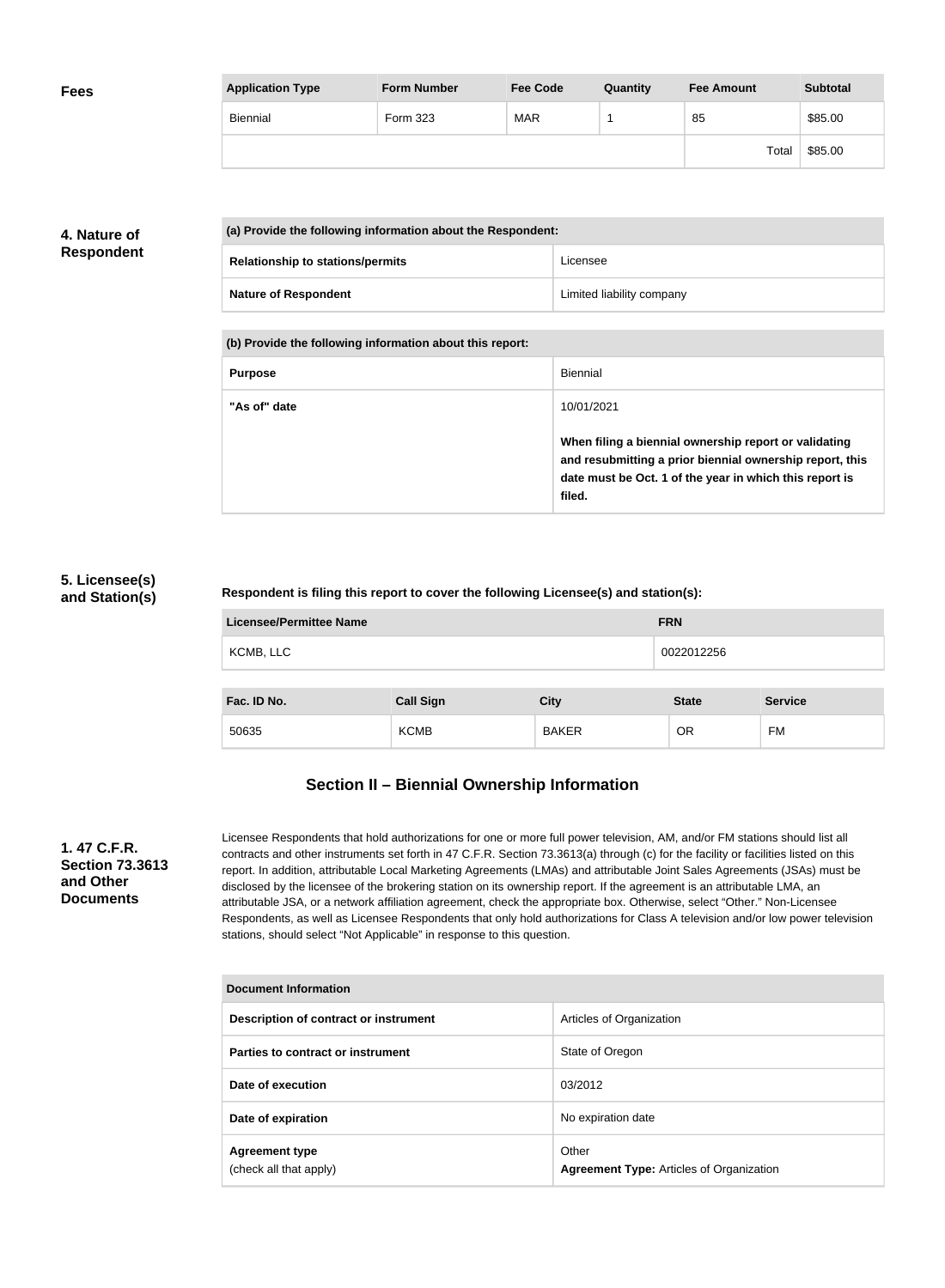## Fees

| Application Type | Form Number | Fee Code | Quantity | Fee Amount | Subtotal |
|---|---|---|---|---|---|
| Biennial | Form 323 | MAR | 1 | 85 | $85.00 |
| | | | | Total | $85.00 |

## 4. Nature of Respondent

| (a) Provide the following information about the Respondent: | |
|---|---|
| **Relationship to stations/permits** | Licensee |
| **Nature of Respondent** | Limited liability company |

| (b) Provide the following information about this report: | |
|---|---|
| **Purpose** | Biennial |
| **"As of" date** | 10/01/2021<br><br>**When filing a biennial ownership report or validating and resubmitting a prior biennial ownership report, this date must be Oct. 1 of the year in which this report is filed.** |

## 5. Licensee(s) and Station(s)

**Respondent is filing this report to cover the following Licensee(s) and station(s):**

| Licensee/Permittee Name | FRN |
|---|---|
| KCMB, LLC | 0022012256 |

| Fac. ID No. | Call Sign | City | State | Service |
|---|---|---|---|---|
| 50635 | KCMB | BAKER | OR | FM |

## Section II – Biennial Ownership Information

### 1. 47 C.F.R. Section 73.3613 and Other Documents

Licensee Respondents that hold authorizations for one or more full power television, AM, and/or FM stations should list all contracts and other instruments set forth in 47 C.F.R. Section 73.3613(a) through (c) for the facility or facilities listed on this report. In addition, attributable Local Marketing Agreements (LMAs) and attributable Joint Sales Agreements (JSAs) must be disclosed by the licensee of the brokering station on its ownership report. If the agreement is an attributable LMA, an attributable JSA, or a network affiliation agreement, check the appropriate box. Otherwise, select "Other." Non-Licensee Respondents, as well as Licensee Respondents that only hold authorizations for Class A television and/or low power television stations, should select "Not Applicable" in response to this question.

| Document Information | |
|---|---|
| **Description of contract or instrument** | Articles of Organization |
| **Parties to contract or instrument** | State of Oregon |
| **Date of execution** | 03/2012 |
| **Date of expiration** | No expiration date |
| **Agreement type** (check all that apply) | Other<br>**Agreement Type:** Articles of Organization |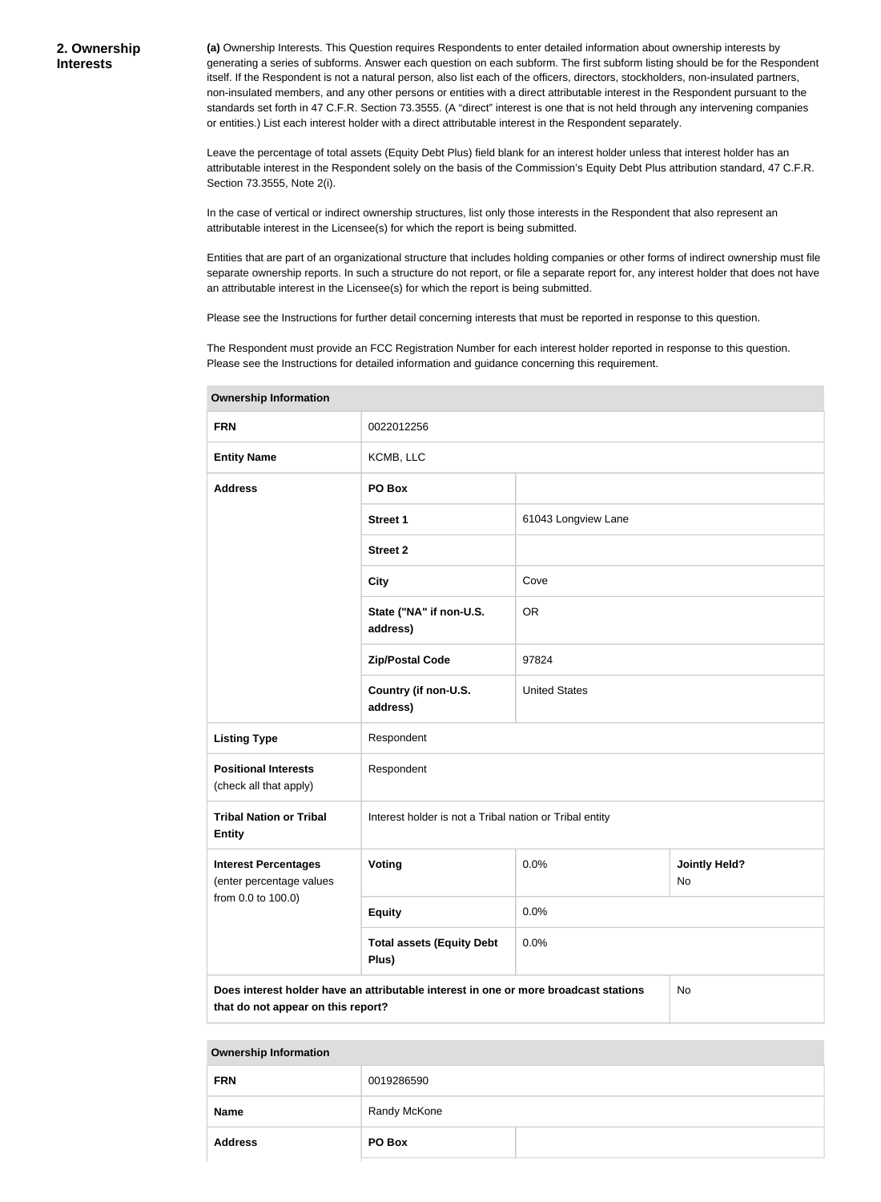## 2. Ownership Interests

**(a)** Ownership Interests. This Question requires Respondents to enter detailed information about ownership interests by generating a series of subforms. Answer each question on each subform. The first subform listing should be for the Respondent itself. If the Respondent is not a natural person, also list each of the officers, directors, stockholders, non-insulated partners, non-insulated members, and any other persons or entities with a direct attributable interest in the Respondent pursuant to the standards set forth in 47 C.F.R. Section 73.3555. (A "direct" interest is one that is not held through any intervening companies or entities.) List each interest holder with a direct attributable interest in the Respondent separately.

Leave the percentage of total assets (Equity Debt Plus) field blank for an interest holder unless that interest holder has an attributable interest in the Respondent solely on the basis of the Commission's Equity Debt Plus attribution standard, 47 C.F.R. Section 73.3555, Note 2(i).

In the case of vertical or indirect ownership structures, list only those interests in the Respondent that also represent an attributable interest in the Licensee(s) for which the report is being submitted.

Entities that are part of an organizational structure that includes holding companies or other forms of indirect ownership must file separate ownership reports. In such a structure do not report, or file a separate report for, any interest holder that does not have an attributable interest in the Licensee(s) for which the report is being submitted.

Please see the Instructions for further detail concerning interests that must be reported in response to this question.

The Respondent must provide an FCC Registration Number for each interest holder reported in response to this question. Please see the Instructions for detailed information and guidance concerning this requirement.

| Ownership Information | | | |
|---|---|---|---|
| **FRN** | 0022012256 | | |
| **Entity Name** | KCMB, LLC | | |
| **Address** | **PO Box** | | |
| | **Street 1** | 61043 Longview Lane | |
| | **Street 2** | | |
| | **City** | Cove | |
| | **State ("NA" if non-U.S. address)** | OR | |
| | **Zip/Postal Code** | 97824 | |
| | **Country (if non-U.S. address)** | United States | |
| **Listing Type** | Respondent | | |
| **Positional Interests** (check all that apply) | Respondent | | |
| **Tribal Nation or Tribal Entity** | Interest holder is not a Tribal nation or Tribal entity | | |
| **Interest Percentages** (enter percentage values from 0.0 to 100.0) | **Voting** | 0.0% | **Jointly Held?** No |
| | **Equity** | 0.0% | |
| | **Total assets (Equity Debt Plus)** | 0.0% | |
| **Does interest holder have an attributable interest in one or more broadcast stations that do not appear on this report?** | | | No |

| Ownership Information | | |
|---|---|---|
| **FRN** | 0019286590 | |
| **Name** | Randy McKone | |
| **Address** | **PO Box** | |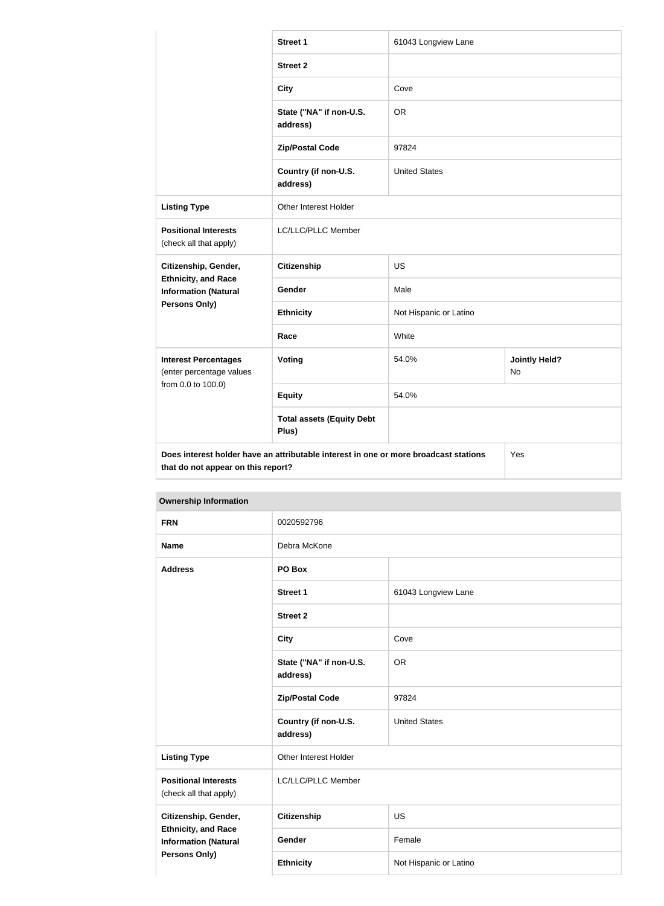| | | | |
|---|---|---|---|
| | **Street 1** | 61043 Longview Lane | |
| | **Street 2** | | |
| | **City** | Cove | |
| | **State ("NA" if non-U.S. address)** | OR | |
| | **Zip/Postal Code** | 97824 | |
| | **Country (if non-U.S. address)** | United States | |
| **Listing Type** | Other Interest Holder | | |
| **Positional Interests** (check all that apply) | LC/LLC/PLLC Member | | |
| **Citizenship, Gender, Ethnicity, and Race Information (Natural Persons Only)** | **Citizenship** | US | |
| | **Gender** | Male | |
| | **Ethnicity** | Not Hispanic or Latino | |
| | **Race** | White | |
| **Interest Percentages** (enter percentage values from 0.0 to 100.0) | **Voting** | 54.0% | **Jointly Held?** No |
| | **Equity** | 54.0% | |
| | **Total assets (Equity Debt Plus)** | | |
| **Does interest holder have an attributable interest in one or more broadcast stations that do not appear on this report?** | | | Yes |

**Ownership Information**

| | | |
|---|---|---|
| **FRN** | 0020592796 | |
| **Name** | Debra McKone | |
| **Address** | **PO Box** | |
| | **Street 1** | 61043 Longview Lane |
| | **Street 2** | |
| | **City** | Cove |
| | **State ("NA" if non-U.S. address)** | OR |
| | **Zip/Postal Code** | 97824 |
| | **Country (if non-U.S. address)** | United States |
| **Listing Type** | Other Interest Holder | |
| **Positional Interests** (check all that apply) | LC/LLC/PLLC Member | |
| **Citizenship, Gender, Ethnicity, and Race Information (Natural Persons Only)** | **Citizenship** | US |
| | **Gender** | Female |
| | **Ethnicity** | Not Hispanic or Latino |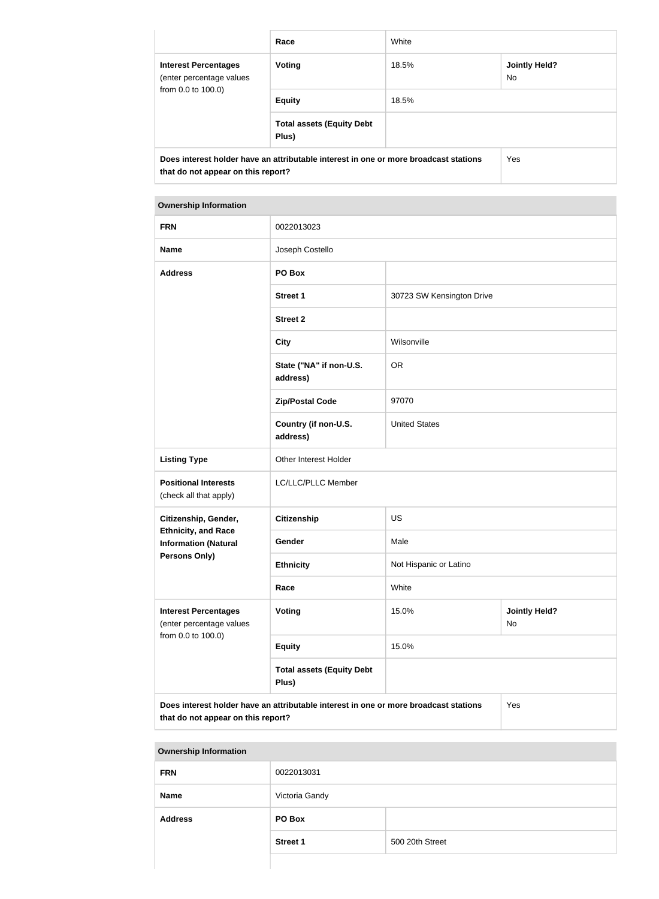| | Race | White | |
|---|---|---|---|
| **Interest Percentages** (enter percentage values from 0.0 to 100.0) | **Voting** | 18.5% | **Jointly Held?** No |
| | **Equity** | 18.5% | |
| | **Total assets (Equity Debt Plus)** | | |
| **Does interest holder have an attributable interest in one or more broadcast stations that do not appear on this report?** | | | Yes |

| **Ownership Information** | | | |
|---|---|---|---|
| **FRN** | 0022013023 | | |
| **Name** | Joseph Costello | | |
| **Address** | **PO Box** | | |
| | **Street 1** | 30723 SW Kensington Drive | |
| | **Street 2** | | |
| | **City** | Wilsonville | |
| | **State ("NA" if non-U.S. address)** | OR | |
| | **Zip/Postal Code** | 97070 | |
| | **Country (if non-U.S. address)** | United States | |
| **Listing Type** | Other Interest Holder | | |
| **Positional Interests** (check all that apply) | LC/LLC/PLLC Member | | |
| **Citizenship, Gender, Ethnicity, and Race Information (Natural Persons Only)** | **Citizenship** | US | |
| | **Gender** | Male | |
| | **Ethnicity** | Not Hispanic or Latino | |
| | **Race** | White | |
| **Interest Percentages** (enter percentage values from 0.0 to 100.0) | **Voting** | 15.0% | **Jointly Held?** No |
| | **Equity** | 15.0% | |
| | **Total assets (Equity Debt Plus)** | | |
| **Does interest holder have an attributable interest in one or more broadcast stations that do not appear on this report?** | | | Yes |

| **Ownership Information** | | |
|---|---|---|
| **FRN** | 0022013031 | |
| **Name** | Victoria Gandy | |
| **Address** | **PO Box** | |
| | **Street 1** | 500 20th Street |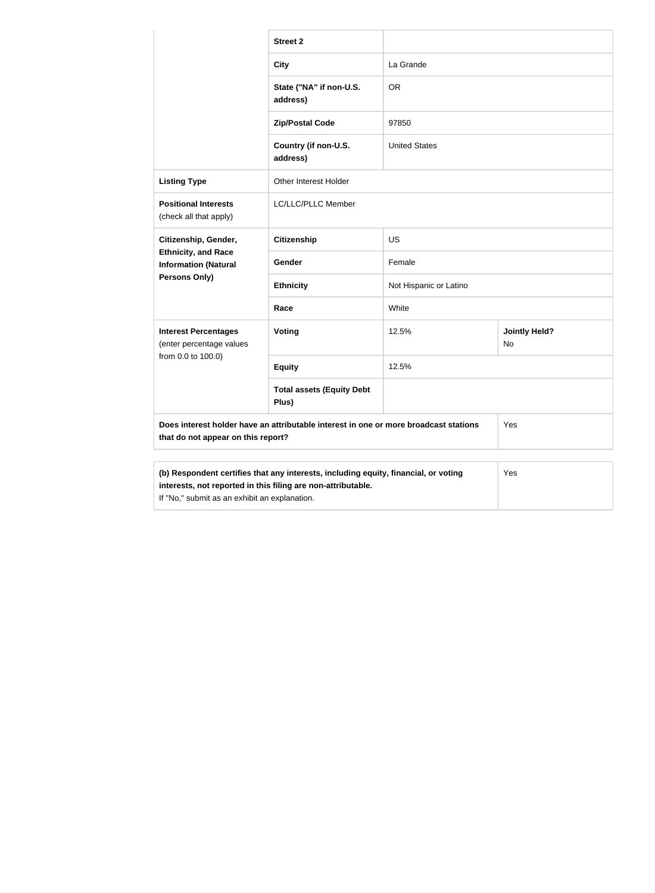| | | | |
|---|---|---|---|
| | **Street 2** | | |
| | **City** | La Grande | |
| | **State ("NA" if non-U.S. address)** | OR | |
| | **Zip/Postal Code** | 97850 | |
| | **Country (if non-U.S. address)** | United States | |
| **Listing Type** | Other Interest Holder | | |
| **Positional Interests** (check all that apply) | LC/LLC/PLLC Member | | |
| **Citizenship, Gender, Ethnicity, and Race Information (Natural Persons Only)** | **Citizenship** | US | |
| | **Gender** | Female | |
| | **Ethnicity** | Not Hispanic or Latino | |
| | **Race** | White | |
| **Interest Percentages** (enter percentage values from 0.0 to 100.0) | **Voting** | 12.5% | **Jointly Held?** No |
| | **Equity** | 12.5% | |
| | **Total assets (Equity Debt Plus)** | | |
| **Does interest holder have an attributable interest in one or more broadcast stations that do not appear on this report?** | | | Yes |

| | |
|---|---|
| **(b) Respondent certifies that any interests, including equity, financial, or voting interests, not reported in this filing are non-attributable.** If "No," submit as an exhibit an explanation. | Yes |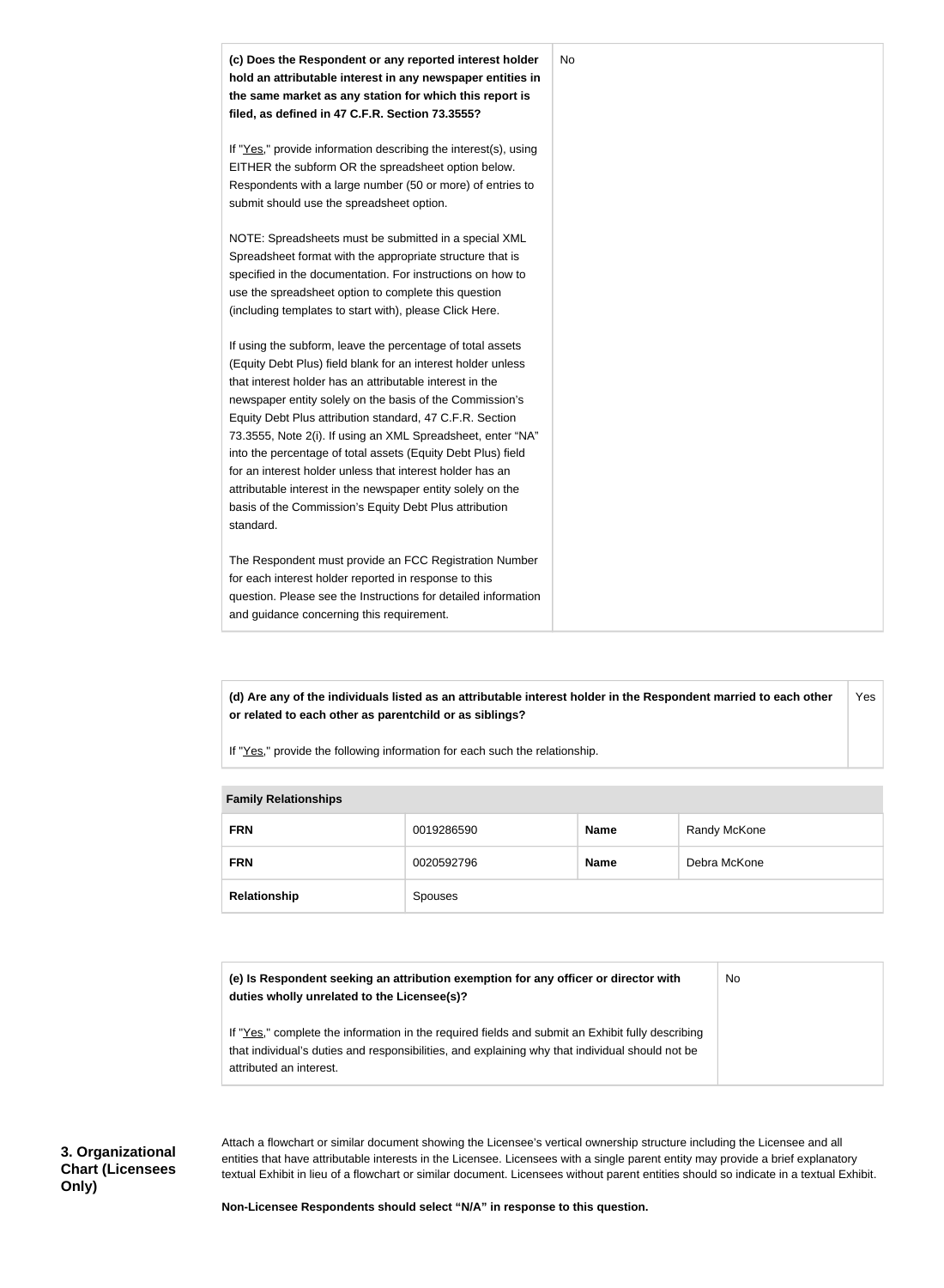| **(c) Does the Respondent or any reported interest holder hold an attributable interest in any newspaper entities in the same market as any station for which this report is filed, as defined in 47 C.F.R. Section 73.3555?**<br><br>If "Yes," provide information describing the interest(s), using EITHER the subform OR the spreadsheet option below. Respondents with a large number (50 or more) of entries to submit should use the spreadsheet option.<br><br>NOTE: Spreadsheets must be submitted in a special XML Spreadsheet format with the appropriate structure that is specified in the documentation. For instructions on how to use the spreadsheet option to complete this question (including templates to start with), please Click Here.<br><br>If using the subform, leave the percentage of total assets (Equity Debt Plus) field blank for an interest holder unless that interest holder has an attributable interest in the newspaper entity solely on the basis of the Commission's Equity Debt Plus attribution standard, 47 C.F.R. Section 73.3555, Note 2(i). If using an XML Spreadsheet, enter "NA" into the percentage of total assets (Equity Debt Plus) field for an interest holder unless that interest holder has an attributable interest in the newspaper entity solely on the basis of the Commission's Equity Debt Plus attribution standard.<br><br>The Respondent must provide an FCC Registration Number for each interest holder reported in response to this question. Please see the Instructions for detailed information and guidance concerning this requirement. | No |
|---|---|

| **(d) Are any of the individuals listed as an attributable interest holder in the Respondent married to each other or related to each other as parentchild or as siblings?**<br><br>If "Yes," provide the following information for each such the relationship. | Yes |
|---|---|

| **Family Relationships** | | | |
|---|---|---|---|
| **FRN** | 0019286590 | **Name** | Randy McKone |
| **FRN** | 0020592796 | **Name** | Debra McKone |
| **Relationship** | Spouses | | |

| **(e) Is Respondent seeking an attribution exemption for any officer or director with duties wholly unrelated to the Licensee(s)?**<br><br>If "Yes," complete the information in the required fields and submit an Exhibit fully describing that individual's duties and responsibilities, and explaining why that individual should not be attributed an interest. | No |
|---|---|

**3. Organizational Chart (Licensees Only)**

Attach a flowchart or similar document showing the Licensee's vertical ownership structure including the Licensee and all entities that have attributable interests in the Licensee. Licensees with a single parent entity may provide a brief explanatory textual Exhibit in lieu of a flowchart or similar document. Licensees without parent entities should so indicate in a textual Exhibit.

**Non-Licensee Respondents should select "N/A" in response to this question.**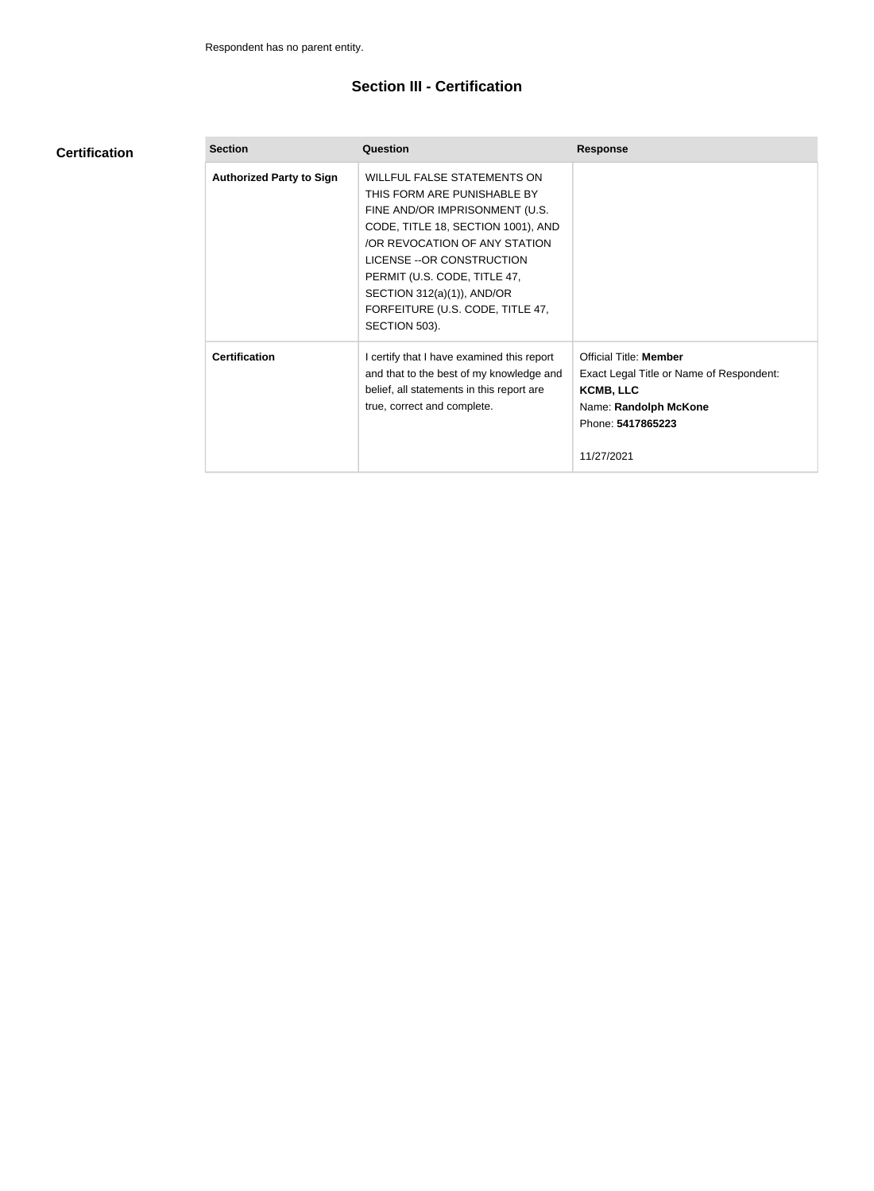Respondent has no parent entity.

## Section III - Certification

**Certification**

| Section | Question | Response |
|---|---|---|
| **Authorized Party to Sign** | WILLFUL FALSE STATEMENTS ON THIS FORM ARE PUNISHABLE BY FINE AND/OR IMPRISONMENT (U.S. CODE, TITLE 18, SECTION 1001), AND /OR REVOCATION OF ANY STATION LICENSE --OR CONSTRUCTION PERMIT (U.S. CODE, TITLE 47, SECTION 312(a)(1)), AND/OR FORFEITURE (U.S. CODE, TITLE 47, SECTION 503). | |
| **Certification** | I certify that I have examined this report and that to the best of my knowledge and belief, all statements in this report are true, correct and complete. | Official Title: **Member**<br>Exact Legal Title or Name of Respondent: **KCMB, LLC**<br>Name: **Randolph McKone**<br>Phone: **5417865223**<br><br>11/27/2021 |